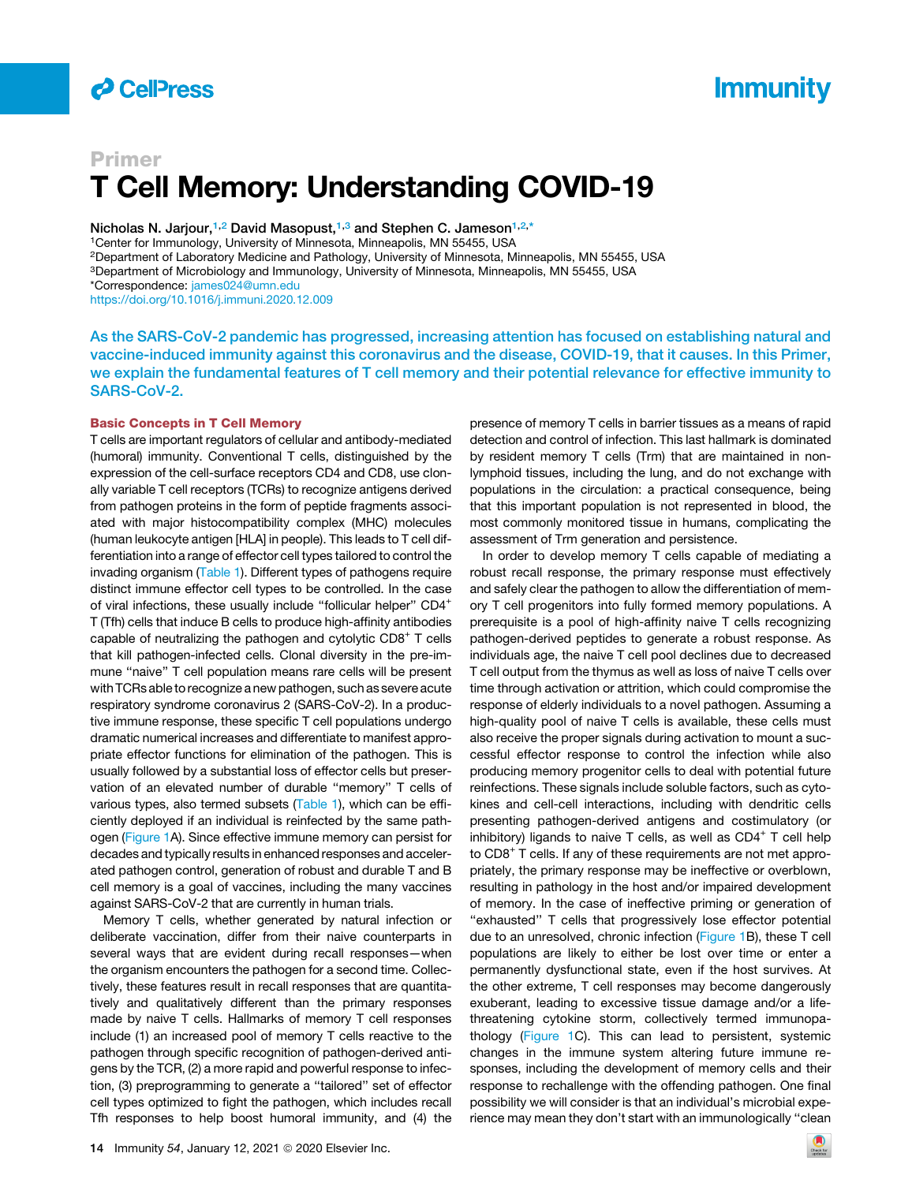Primer

# T Cell Memory: Understanding COVID-19

Nicholas N. Jarjour,[1,2] David Masopust,[1,3] and Stephen C. Jameson[1,2,*]

[1]Center for Immunology, University of Minnesota, Minneapolis, MN 55455, USA
[2]Department of Laboratory Medicine and Pathology, University of Minnesota, Minneapolis, MN 55455, USA
[3]Department of Microbiology and Immunology, University of Minnesota, Minneapolis, MN 55455, USA
*Correspondence: james024@umn.edu
https://doi.org/10.1016/j.immuni.2020.12.009

**As the SARS-CoV-2 pandemic has progressed, increasing attention has focused on establishing natural and vaccine-induced immunity against this coronavirus and the disease, COVID-19, that it causes. In this Primer, we explain the fundamental features of T cell memory and their potential relevance for effective immunity to SARS-CoV-2.**

## Basic Concepts in T Cell Memory

T cells are important regulators of cellular and antibody-mediated (humoral) immunity. Conventional T cells, distinguished by the expression of the cell-surface receptors CD4 and CD8, use clonally variable T cell receptors (TCRs) to recognize antigens derived from pathogen proteins in the form of peptide fragments associated with major histocompatibility complex (MHC) molecules (human leukocyte antigen [HLA] in people). This leads to T cell differentiation into a range of effector cell types tailored to control the invading organism (Table 1). Different types of pathogens require distinct immune effector cell types to be controlled. In the case of viral infections, these usually include "follicular helper" CD4$^+$ T (Tfh) cells that induce B cells to produce high-affinity antibodies capable of neutralizing the pathogen and cytolytic CD8$^+$ T cells that kill pathogen-infected cells. Clonal diversity in the pre-immune "naive" T cell population means rare cells will be present with TCRs able to recognize a new pathogen, such as severe acute respiratory syndrome coronavirus 2 (SARS-CoV-2). In a productive immune response, these specific T cell populations undergo dramatic numerical increases and differentiate to manifest appropriate effector functions for elimination of the pathogen. This is usually followed by a substantial loss of effector cells but preservation of an elevated number of durable "memory" T cells of various types, also termed subsets (Table 1), which can be efficiently deployed if an individual is reinfected by the same pathogen (Figure 1A). Since effective immune memory can persist for decades and typically results in enhanced responses and accelerated pathogen control, generation of robust and durable T and B cell memory is a goal of vaccines, including the many vaccines against SARS-CoV-2 that are currently in human trials.

Memory T cells, whether generated by natural infection or deliberate vaccination, differ from their naive counterparts in several ways that are evident during recall responses—when the organism encounters the pathogen for a second time. Collectively, these features result in recall responses that are quantitatively and qualitatively different than the primary responses made by naive T cells. Hallmarks of memory T cell responses include (1) an increased pool of memory T cells reactive to the pathogen through specific recognition of pathogen-derived antigens by the TCR, (2) a more rapid and powerful response to infection, (3) preprogramming to generate a "tailored" set of effector cell types optimized to fight the pathogen, which includes recall Tfh responses to help boost humoral immunity, and (4) the presence of memory T cells in barrier tissues as a means of rapid detection and control of infection. This last hallmark is dominated by resident memory T cells (Trm) that are maintained in non-lymphoid tissues, including the lung, and do not exchange with populations in the circulation: a practical consequence, being that this important population is not represented in blood, the most commonly monitored tissue in humans, complicating the assessment of Trm generation and persistence.

In order to develop memory T cells capable of mediating a robust recall response, the primary response must effectively and safely clear the pathogen to allow the differentiation of memory T cell progenitors into fully formed memory populations. A prerequisite is a pool of high-affinity naive T cells recognizing pathogen-derived peptides to generate a robust response. As individuals age, the naive T cell pool declines due to decreased T cell output from the thymus as well as loss of naive T cells over time through activation or attrition, which could compromise the response of elderly individuals to a novel pathogen. Assuming a high-quality pool of naive T cells is available, these cells must also receive the proper signals during activation to mount a successful effector response to control the infection while also producing memory progenitor cells to deal with potential future reinfections. These signals include soluble factors, such as cytokines and cell-cell interactions, including with dendritic cells presenting pathogen-derived antigens and costimulatory (or inhibitory) ligands to naive T cells, as well as CD4$^+$ T cell help to CD8$^+$ T cells. If any of these requirements are not met appropriately, the primary response may be ineffective or overblown, resulting in pathology in the host and/or impaired development of memory. In the case of ineffective priming or generation of "exhausted" T cells that progressively lose effector potential due to an unresolved, chronic infection (Figure 1B), these T cell populations are likely to either be lost over time or enter a permanently dysfunctional state, even if the host survives. At the other extreme, T cell responses may become dangerously exuberant, leading to excessive tissue damage and/or a life-threatening cytokine storm, collectively termed immunopathology (Figure 1C). This can lead to persistent, systemic changes in the immune system altering future immune responses, including the development of memory cells and their response to rechallenge with the offending pathogen. One final possibility we will consider is that an individual's microbial experience may mean they don't start with an immunologically "clean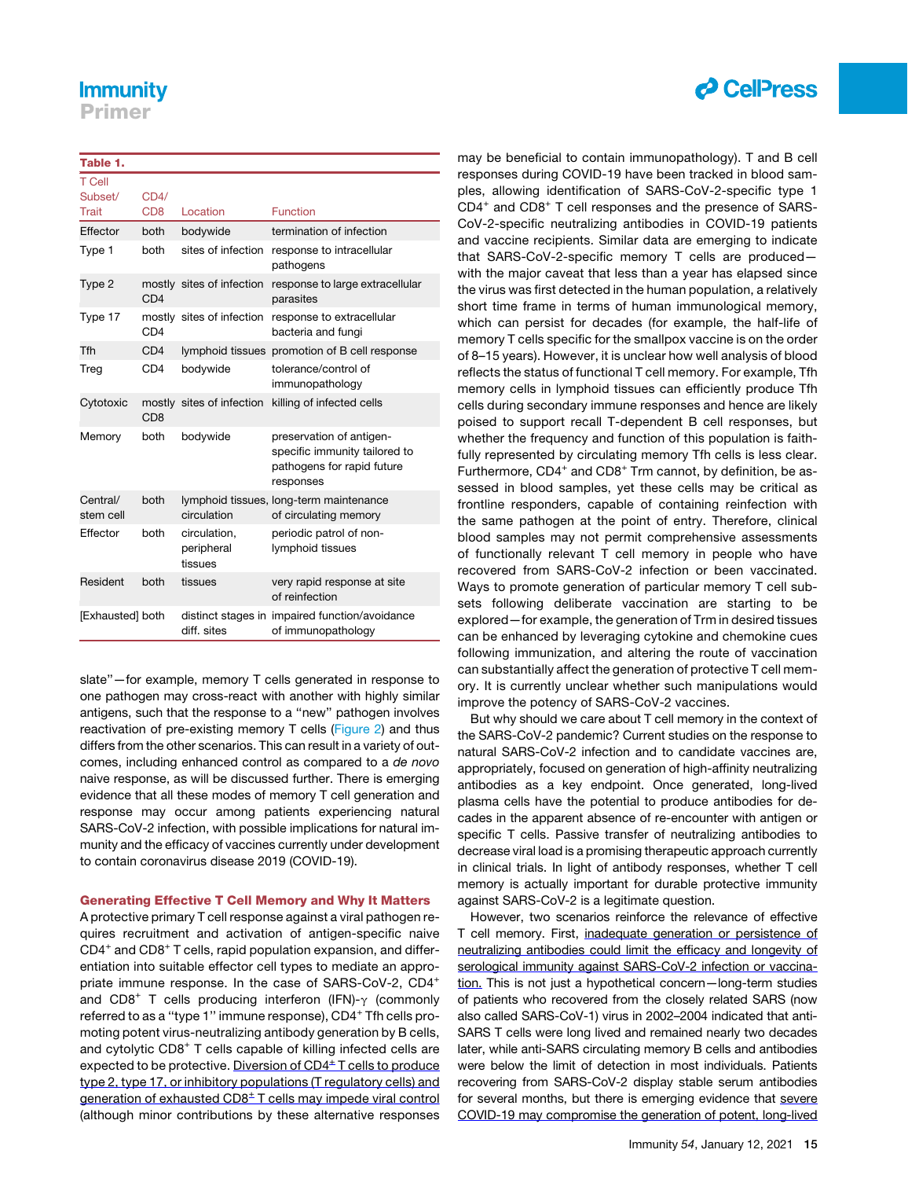**Table 1.**

| T Cell Subset/ Trait | CD4/ CD8 | Location | Function |
|---|---|---|---|
| Effector | both | bodywide | termination of infection |
| Type 1 | both | sites of infection | response to intracellular pathogens |
| Type 2 | mostly CD4 | sites of infection | response to large extracellular parasites |
| Type 17 | mostly CD4 | sites of infection | response to extracellular bacteria and fungi |
| Tfh | CD4 | lymphoid tissues | promotion of B cell response |
| Treg | CD4 | bodywide | tolerance/control of immunopathology |
| Cytotoxic | mostly CD8 | sites of infection | killing of infected cells |
| Memory | both | bodywide | preservation of antigen-specific immunity tailored to pathogens for rapid future responses |
| Central/ stem cell | both | lymphoid tissues, circulation | long-term maintenance of circulating memory |
| Effector | both | circulation, peripheral tissues | periodic patrol of non-lymphoid tissues |
| Resident | both | tissues | very rapid response at site of reinfection |
| [Exhausted] | both | distinct stages in diff. sites | impaired function/avoidance of immunopathology |

slate"—for example, memory T cells generated in response to one pathogen may cross-react with another with highly similar antigens, such that the response to a "new" pathogen involves reactivation of pre-existing memory T cells (Figure 2) and thus differs from the other scenarios. This can result in a variety of outcomes, including enhanced control as compared to a *de novo* naive response, as will be discussed further. There is emerging evidence that all these modes of memory T cell generation and response may occur among patients experiencing natural SARS-CoV-2 infection, with possible implications for natural immunity and the efficacy of vaccines currently under development to contain coronavirus disease 2019 (COVID-19).

## Generating Effective T Cell Memory and Why It Matters

A protective primary T cell response against a viral pathogen requires recruitment and activation of antigen-specific naive $CD4^+$ and $CD8^+$ T cells, rapid population expansion, and differentiation into suitable effector cell types to mediate an appropriate immune response. In the case of SARS-CoV-2, $CD4^+$ and $CD8^+$ T cells producing interferon (IFN)-$\gamma$ (commonly referred to as a "type 1" immune response), $CD4^+$ Tfh cells promoting potent virus-neutralizing antibody generation by B cells, and cytolytic $CD8^+$ T cells capable of killing infected cells are expected to be protective. Diversion of $CD4^+$ T cells to produce type 2, type 17, or inhibitory populations (T regulatory cells) and generation of exhausted $CD8^+$ T cells may impede viral control (although minor contributions by these alternative responses may be beneficial to contain immunopathology). T and B cell responses during COVID-19 have been tracked in blood samples, allowing identification of SARS-CoV-2-specific type 1 $CD4^+$ and $CD8^+$ T cell responses and the presence of SARS-CoV-2-specific neutralizing antibodies in COVID-19 patients and vaccine recipients. Similar data are emerging to indicate that SARS-CoV-2-specific memory T cells are produced—with the major caveat that less than a year has elapsed since the virus was first detected in the human population, a relatively short time frame in terms of human immunological memory, which can persist for decades (for example, the half-life of memory T cells specific for the smallpox vaccine is on the order of 8–15 years). However, it is unclear how well analysis of blood reflects the status of functional T cell memory. For example, Tfh memory cells in lymphoid tissues can efficiently produce Tfh cells during secondary immune responses and hence are likely poised to support recall T-dependent B cell responses, but whether the frequency and function of this population is faithfully represented by circulating memory Tfh cells is less clear. Furthermore, $CD4^+$ and $CD8^+$ Trm cannot, by definition, be assessed in blood samples, yet these cells may be critical as frontline responders, capable of containing reinfection with the same pathogen at the point of entry. Therefore, clinical blood samples may not permit comprehensive assessments of functionally relevant T cell memory in people who have recovered from SARS-CoV-2 infection or been vaccinated. Ways to promote generation of particular memory T cell subsets following deliberate vaccination are starting to be explored—for example, the generation of Trm in desired tissues can be enhanced by leveraging cytokine and chemokine cues following immunization, and altering the route of vaccination can substantially affect the generation of protective T cell memory. It is currently unclear whether such manipulations would improve the potency of SARS-CoV-2 vaccines.

But why should we care about T cell memory in the context of the SARS-CoV-2 pandemic? Current studies on the response to natural SARS-CoV-2 infection and to candidate vaccines are, appropriately, focused on generation of high-affinity neutralizing antibodies as a key endpoint. Once generated, long-lived plasma cells have the potential to produce antibodies for decades in the apparent absence of re-encounter with antigen or specific T cells. Passive transfer of neutralizing antibodies to decrease viral load is a promising therapeutic approach currently in clinical trials. In light of antibody responses, whether T cell memory is actually important for durable protective immunity against SARS-CoV-2 is a legitimate question.

However, two scenarios reinforce the relevance of effective T cell memory. First, inadequate generation or persistence of neutralizing antibodies could limit the efficacy and longevity of serological immunity against SARS-CoV-2 infection or vaccination. This is not just a hypothetical concern—long-term studies of patients who recovered from the closely related SARS (now also called SARS-CoV-1) virus in 2002–2004 indicated that anti-SARS T cells were long lived and remained nearly two decades later, while anti-SARS circulating memory B cells and antibodies were below the limit of detection in most individuals. Patients recovering from SARS-CoV-2 display stable serum antibodies for several months, but there is emerging evidence that severe COVID-19 may compromise the generation of potent, long-lived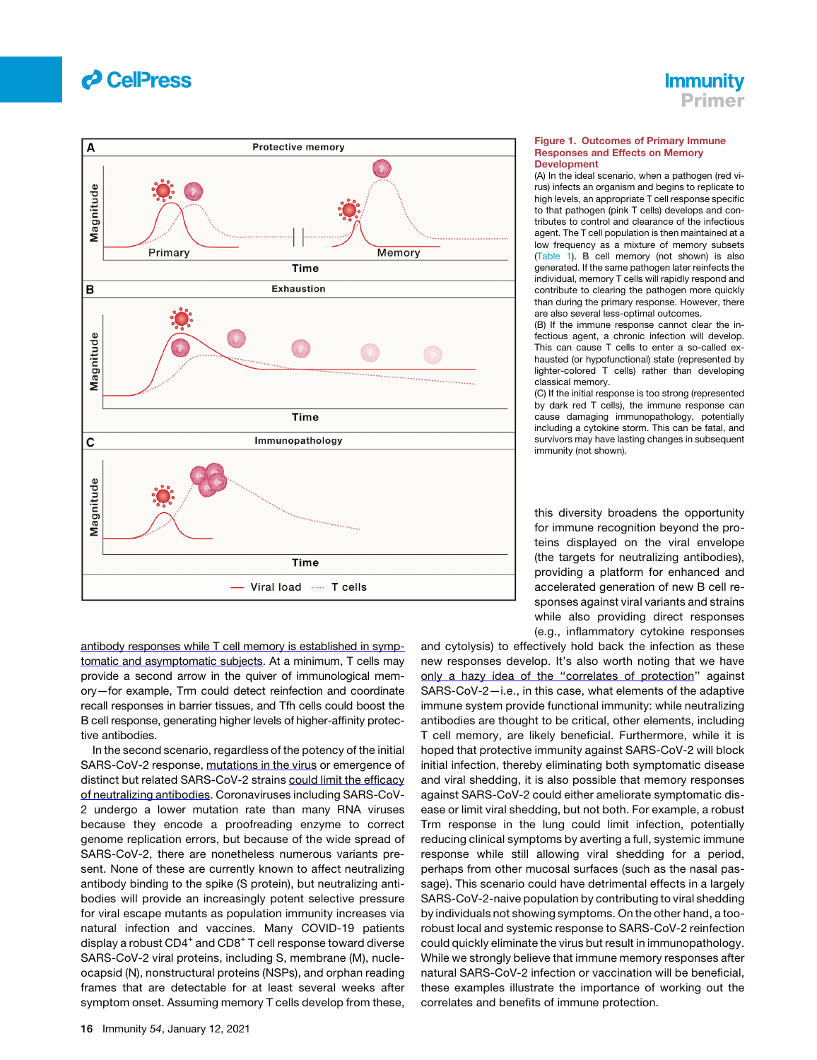**Figure 1. Outcomes of Primary Immune Responses and Effects on Memory Development**

(A) In the ideal scenario, when a pathogen (red virus) infects an organism and begins to replicate to high levels, an appropriate T cell response specific to that pathogen (pink T cells) develops and contributes to control and clearance of the infectious agent. The T cell population is then maintained at a low frequency as a mixture of memory subsets (Table 1). B cell memory (not shown) is also generated. If the same pathogen later reinfects the individual, memory T cells will rapidly respond and contribute to clearing the pathogen more quickly than during the primary response. However, there are also several less-optimal outcomes.

(B) If the immune response cannot clear the infectious agent, a chronic infection will develop. This can cause T cells to enter a so-called exhausted (or hypofunctional) state (represented by lighter-colored T cells) rather than developing classical memory.

(C) If the initial response is too strong (represented by dark red T cells), the immune response can cause damaging immunopathology, potentially including a cytokine storm. This can be fatal, and survivors may have lasting changes in subsequent immunity (not shown).

antibody responses while T cell memory is established in symptomatic and asymptomatic subjects. At a minimum, T cells may provide a second arrow in the quiver of immunological memory—for example, Trm could detect reinfection and coordinate recall responses in barrier tissues, and Tfh cells could boost the B cell response, generating higher levels of higher-affinity protective antibodies.

In the second scenario, regardless of the potency of the initial SARS-CoV-2 response, mutations in the virus or emergence of distinct but related SARS-CoV-2 strains could limit the efficacy of neutralizing antibodies. Coronaviruses including SARS-CoV-2 undergo a lower mutation rate than many RNA viruses because they encode a proofreading enzyme to correct genome replication errors, but because of the wide spread of SARS-CoV-2, there are nonetheless numerous variants present. None of these are currently known to affect neutralizing antibody binding to the spike (S protein), but neutralizing antibodies will provide an increasingly potent selective pressure for viral escape mutants as population immunity increases via natural infection and vaccines. Many COVID-19 patients display a robust CD4$^+$ and CD8$^+$ T cell response toward diverse SARS-CoV-2 viral proteins, including S, membrane (M), nucleocapsid (N), nonstructural proteins (NSPs), and orphan reading frames that are detectable for at least several weeks after symptom onset. Assuming memory T cells develop from these, this diversity broadens the opportunity for immune recognition beyond the proteins displayed on the viral envelope (the targets for neutralizing antibodies), providing a platform for enhanced and accelerated generation of new B cell responses against viral variants and strains while also providing direct responses (e.g., inflammatory cytokine responses and cytolysis) to effectively hold back the infection as these new responses develop. It's also worth noting that we have only a hazy idea of the "correlates of protection" against SARS-CoV-2—i.e., in this case, what elements of the adaptive immune system provide functional immunity: while neutralizing antibodies are thought to be critical, other elements, including T cell memory, are likely beneficial. Furthermore, while it is hoped that protective immunity against SARS-CoV-2 will block initial infection, thereby eliminating both symptomatic disease and viral shedding, it is also possible that memory responses against SARS-CoV-2 could either ameliorate symptomatic disease or limit viral shedding, but not both. For example, a robust Trm response in the lung could limit infection, potentially reducing clinical symptoms by averting a full, systemic immune response while still allowing viral shedding for a period, perhaps from other mucosal surfaces (such as the nasal passage). This scenario could have detrimental effects in a largely SARS-CoV-2-naive population by contributing to viral shedding by individuals not showing symptoms. On the other hand, a too-robust local and systemic response to SARS-CoV-2 reinfection could quickly eliminate the virus but result in immunopathology. While we strongly believe that immune memory responses after natural SARS-CoV-2 infection or vaccination will be beneficial, these examples illustrate the importance of working out the correlates and benefits of immune protection.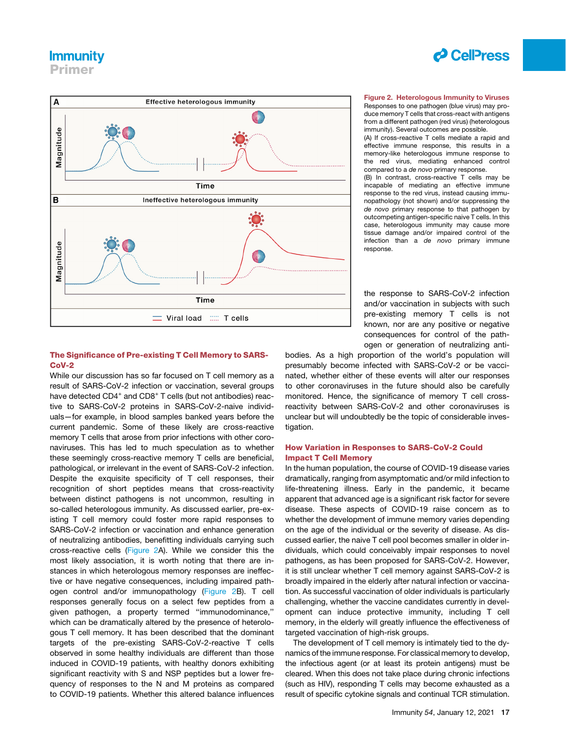Figure 2. Heterologous Immunity to Viruses

Responses to one pathogen (blue virus) may produce memory T cells that cross-react with antigens from a different pathogen (red virus) (heterologous immunity). Several outcomes are possible.

(A) If cross-reactive T cells mediate a rapid and effective immune response, this results in a memory-like heterologous immune response to the red virus, mediating enhanced control compared to a *de novo* primary response.

(B) In contrast, cross-reactive T cells may be incapable of mediating an effective immune response to the red virus, instead causing immunopathology (not shown) and/or suppressing the *de novo* primary response to that pathogen by outcompeting antigen-specific naive T cells. In this case, heterologous immunity may cause more tissue damage and/or impaired control of the infection than a *de novo* primary immune response.

## The Significance of Pre-existing T Cell Memory to SARS-CoV-2

While our discussion has so far focused on T cell memory as a result of SARS-CoV-2 infection or vaccination, several groups have detected $CD4^+$ and $CD8^+$ T cells (but not antibodies) reactive to SARS-CoV-2 proteins in SARS-CoV-2-naive individuals—for example, in blood samples banked years before the current pandemic. Some of these likely are cross-reactive memory T cells that arose from prior infections with other coronaviruses. This has led to much speculation as to whether these seemingly cross-reactive memory T cells are beneficial, pathological, or irrelevant in the event of SARS-CoV-2 infection. Despite the exquisite specificity of T cell responses, their recognition of short peptides means that cross-reactivity between distinct pathogens is not uncommon, resulting in so-called heterologous immunity. As discussed earlier, pre-existing T cell memory could foster more rapid responses to SARS-CoV-2 infection or vaccination and enhance generation of neutralizing antibodies, benefitting individuals carrying such cross-reactive cells (Figure 2A). While we consider this the most likely association, it is worth noting that there are instances in which heterologous memory responses are ineffective or have negative consequences, including impaired pathogen control and/or immunopathology (Figure 2B). T cell responses generally focus on a select few peptides from a given pathogen, a property termed "immunodominance," which can be dramatically altered by the presence of heterologous T cell memory. It has been described that the dominant targets of the pre-existing SARS-CoV-2-reactive T cells observed in some healthy individuals are different than those induced in COVID-19 patients, with healthy donors exhibiting significant reactivity with S and NSP peptides but a lower frequency of responses to the N and M proteins as compared to COVID-19 patients. Whether this altered balance influences the response to SARS-CoV-2 infection and/or vaccination in subjects with such pre-existing memory T cells is not known, nor are any positive or negative consequences for control of the pathogen or generation of neutralizing antibodies. As a high proportion of the world's population will presumably become infected with SARS-CoV-2 or be vaccinated, whether either of these events will alter our responses to other coronaviruses in the future should also be carefully monitored. Hence, the significance of memory T cell cross-reactivity between SARS-CoV-2 and other coronaviruses is unclear but will undoubtedly be the topic of considerable investigation.

## How Variation in Responses to SARS-CoV-2 Could Impact T Cell Memory

In the human population, the course of COVID-19 disease varies dramatically, ranging from asymptomatic and/or mild infection to life-threatening illness. Early in the pandemic, it became apparent that advanced age is a significant risk factor for severe disease. These aspects of COVID-19 raise concern as to whether the development of immune memory varies depending on the age of the individual or the severity of disease. As discussed earlier, the naive T cell pool becomes smaller in older individuals, which could conceivably impair responses to novel pathogens, as has been proposed for SARS-CoV-2. However, it is still unclear whether T cell memory against SARS-CoV-2 is broadly impaired in the elderly after natural infection or vaccination. As successful vaccination of older individuals is particularly challenging, whether the vaccine candidates currently in development can induce protective immunity, including T cell memory, in the elderly will greatly influence the effectiveness of targeted vaccination of high-risk groups.

The development of T cell memory is intimately tied to the dynamics of the immune response. For classical memory to develop, the infectious agent (or at least its protein antigens) must be cleared. When this does not take place during chronic infections (such as HIV), responding T cells may become exhausted as a result of specific cytokine signals and continual TCR stimulation.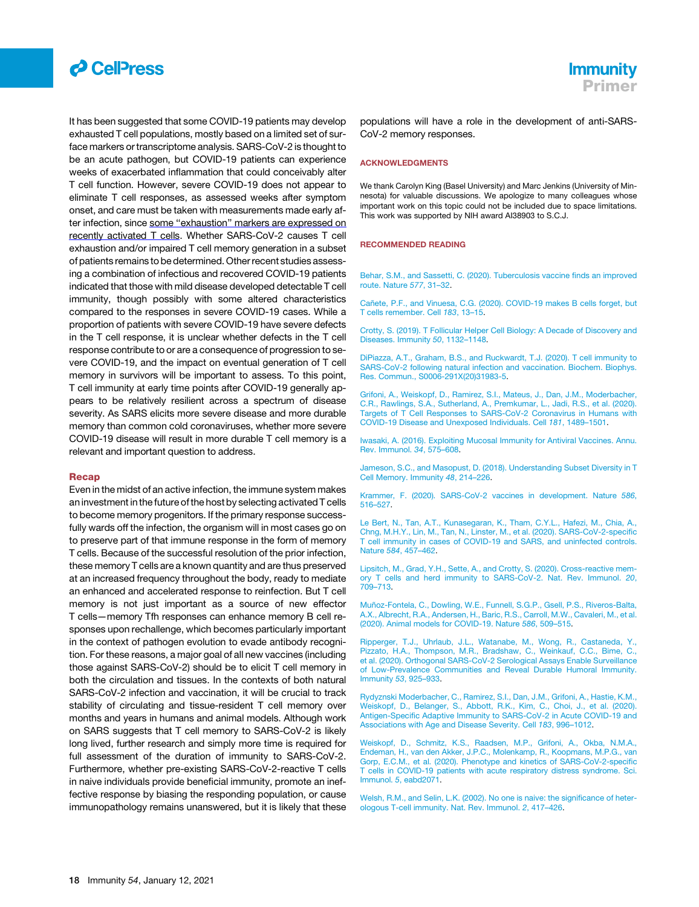It has been suggested that some COVID-19 patients may develop exhausted T cell populations, mostly based on a limited set of surface markers or transcriptome analysis. SARS-CoV-2 is thought to be an acute pathogen, but COVID-19 patients can experience weeks of exacerbated inflammation that could conceivably alter T cell function. However, severe COVID-19 does not appear to eliminate T cell responses, as assessed weeks after symptom onset, and care must be taken with measurements made early after infection, since some "exhaustion" markers are expressed on recently activated T cells. Whether SARS-CoV-2 causes T cell exhaustion and/or impaired T cell memory generation in a subset of patients remains to be determined. Other recent studies assessing a combination of infectious and recovered COVID-19 patients indicated that those with mild disease developed detectable T cell immunity, though possibly with some altered characteristics compared to the responses in severe COVID-19 cases. While a proportion of patients with severe COVID-19 have severe defects in the T cell response, it is unclear whether defects in the T cell response contribute to or are a consequence of progression to severe COVID-19, and the impact on eventual generation of T cell memory in survivors will be important to assess. To this point, T cell immunity at early time points after COVID-19 generally appears to be relatively resilient across a spectrum of disease severity. As SARS elicits more severe disease and more durable memory than common cold coronaviruses, whether more severe COVID-19 disease will result in more durable T cell memory is a relevant and important question to address.

### Recap

Even in the midst of an active infection, the immune system makes an investment in the future of the host by selecting activated T cells to become memory progenitors. If the primary response successfully wards off the infection, the organism will in most cases go on to preserve part of that immune response in the form of memory T cells. Because of the successful resolution of the prior infection, these memory T cells are a known quantity and are thus preserved at an increased frequency throughout the body, ready to mediate an enhanced and accelerated response to reinfection. But T cell memory is not just important as a source of new effector T cells—memory Tfh responses can enhance memory B cell responses upon rechallenge, which becomes particularly important in the context of pathogen evolution to evade antibody recognition. For these reasons, a major goal of all new vaccines (including those against SARS-CoV-2) should be to elicit T cell memory in both the circulation and tissues. In the contexts of both natural SARS-CoV-2 infection and vaccination, it will be crucial to track stability of circulating and tissue-resident T cell memory over months and years in humans and animal models. Although work on SARS suggests that T cell memory to SARS-CoV-2 is likely long lived, further research and simply more time is required for full assessment of the duration of immunity to SARS-CoV-2. Furthermore, whether pre-existing SARS-CoV-2-reactive T cells in naive individuals provide beneficial immunity, promote an ineffective response by biasing the responding population, or cause immunopathology remains unanswered, but it is likely that these populations will have a role in the development of anti-SARS-CoV-2 memory responses.

## ACKNOWLEDGMENTS

We thank Carolyn King (Basel University) and Marc Jenkins (University of Minnesota) for valuable discussions. We apologize to many colleagues whose important work on this topic could not be included due to space limitations. This work was supported by NIH award AI38903 to S.C.J.

## RECOMMENDED READING

Behar, S.M., and Sassetti, C. (2020). Tuberculosis vaccine finds an improved route. Nature *577*, 31–32.

Cañete, P.F., and Vinuesa, C.G. (2020). COVID-19 makes B cells forget, but T cells remember. Cell *183*, 13–15.

Crotty, S. (2019). T Follicular Helper Cell Biology: A Decade of Discovery and Diseases. Immunity *50*, 1132–1148.

DiPiazza, A.T., Graham, B.S., and Ruckwardt, T.J. (2020). T cell immunity to SARS-CoV-2 following natural infection and vaccination. Biochem. Biophys. Res. Commun., S0006-291X(20)31983-5.

Grifoni, A., Weiskopf, D., Ramirez, S.I., Mateus, J., Dan, J.M., Moderbacher, C.R., Rawlings, S.A., Sutherland, A., Premkumar, L., Jadi, R.S., et al. (2020). Targets of T Cell Responses to SARS-CoV-2 Coronavirus in Humans with COVID-19 Disease and Unexposed Individuals. Cell *181*, 1489–1501.

Iwasaki, A. (2016). Exploiting Mucosal Immunity for Antiviral Vaccines. Annu. Rev. Immunol. *34*, 575–608.

Jameson, S.C., and Masopust, D. (2018). Understanding Subset Diversity in T Cell Memory. Immunity *48*, 214–226.

Krammer, F. (2020). SARS-CoV-2 vaccines in development. Nature *586*, 516–527.

Le Bert, N., Tan, A.T., Kunasegaran, K., Tham, C.Y.L., Hafezi, M., Chia, A., Chng, M.H.Y., Lin, M., Tan, N., Linster, M., et al. (2020). SARS-CoV-2-specific T cell immunity in cases of COVID-19 and SARS, and uninfected controls. Nature *584*, 457–462.

Lipsitch, M., Grad, Y.H., Sette, A., and Crotty, S. (2020). Cross-reactive memory T cells and herd immunity to SARS-CoV-2. Nat. Rev. Immunol. *20*, 709–713.

Muñoz-Fontela, C., Dowling, W.E., Funnell, S.G.P., Gsell, P.S., Riveros-Balta, A.X., Albrecht, R.A., Andersen, H., Baric, R.S., Carroll, M.W., Cavaleri, M., et al. (2020). Animal models for COVID-19. Nature *586*, 509–515.

Ripperger, T.J., Uhrlaub, J.L., Watanabe, M., Wong, R., Castaneda, Y., Pizzato, H.A., Thompson, M.R., Bradshaw, C., Weinkauf, C.C., Bime, C., et al. (2020). Orthogonal SARS-CoV-2 Serological Assays Enable Surveillance of Low-Prevalence Communities and Reveal Durable Humoral Immunity. Immunity *53*, 925–933.

Rydyznski Moderbacher, C., Ramirez, S.I., Dan, J.M., Grifoni, A., Hastie, K.M., Weiskopf, D., Belanger, S., Abbott, R.K., Kim, C., Choi, J., et al. (2020). Antigen-Specific Adaptive Immunity to SARS-CoV-2 in Acute COVID-19 and Associations with Age and Disease Severity. Cell *183*, 996–1012.

Weiskopf, D., Schmitz, K.S., Raadsen, M.P., Grifoni, A., Okba, N.M.A., Endeman, H., van den Akker, J.P.C., Molenkamp, R., Koopmans, M.P.G., van Gorp, E.C.M., et al. (2020). Phenotype and kinetics of SARS-CoV-2-specific T cells in COVID-19 patients with acute respiratory distress syndrome. Sci. Immunol. *5*, eabd2071.

Welsh, R.M., and Selin, L.K. (2002). No one is naive: the significance of heterologous T-cell immunity. Nat. Rev. Immunol. *2*, 417–426.